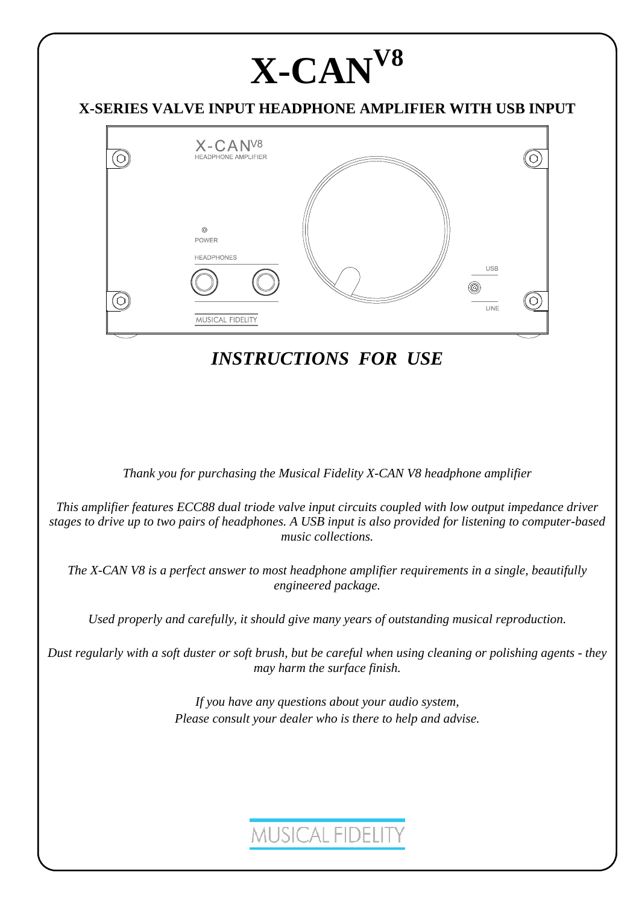# X-CAN V8

## X-SERIES VALVE INPUT HEADPHONE AMPLIFIER WITH USB INPUT

## *INSTRUCTIONS FOR USE*

*Thank you for purchasing the Musical Fidelity X-CAN V8 headphone amplifier*

*This amplifier features ECC88 dual triode valve input circuits coupled with low output impedance driver stages to drive up to two pairs of headphones. A USB input is also provided for listening to computer-based music collections.*

*The X-CAN V8 is a perfect answer to most headphone amplifier requirements in a single, beautifully engineered package.*

*Used properly and carefully, it should give many years of outstanding musical reproduction.*

*Dust regularly with a soft duster or soft brush, but be careful when using cleaning or polishing agents - they may harm the surface finish.*

*If you have any questions about your audio system,*
*Please consult your dealer who is there to help and advise.*

MUSICAL FIDELITY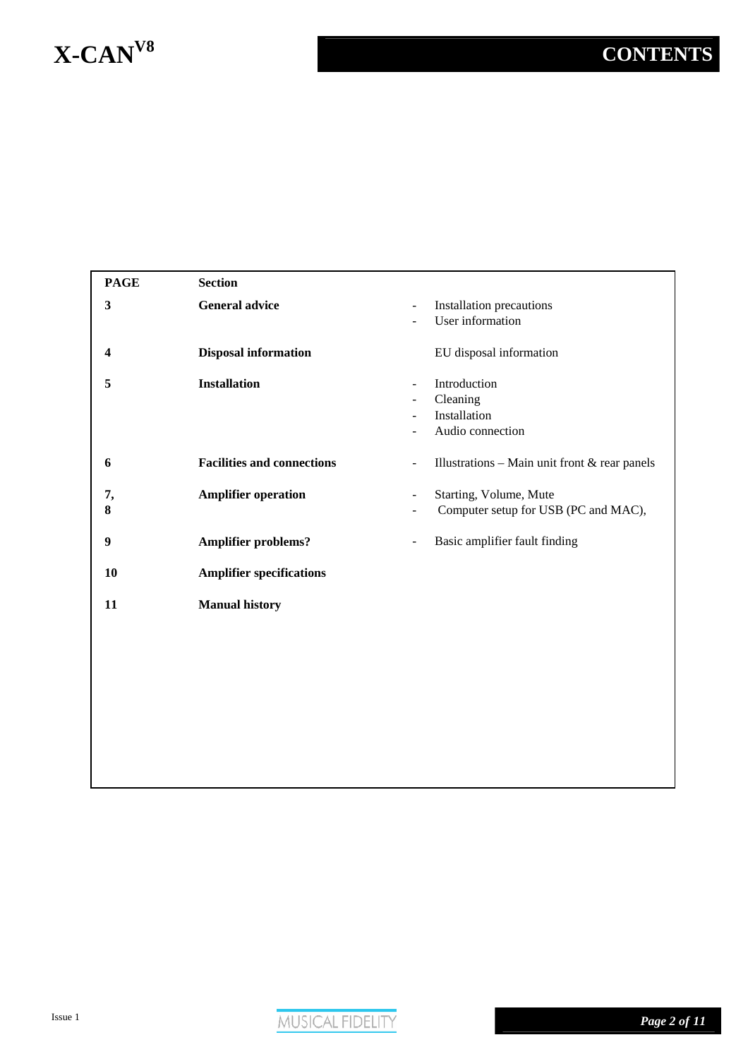# CONTENTS

| PAGE | Section | |
|---|---|---|
| 3 | **General advice** | - Installation precautions<br>- User information |
| 4 | **Disposal information** | EU disposal information |
| 5 | **Installation** | - Introduction<br>- Cleaning<br>- Installation<br>- Audio connection |
| 6 | **Facilities and connections** | - Illustrations – Main unit front & rear panels |
| 7, 8 | **Amplifier operation** | - Starting, Volume, Mute<br>- Computer setup for USB (PC and MAC), |
| 9 | **Amplifier problems?** | - Basic amplifier fault finding |
| 10 | **Amplifier specifications** | |
| 11 | **Manual history** | |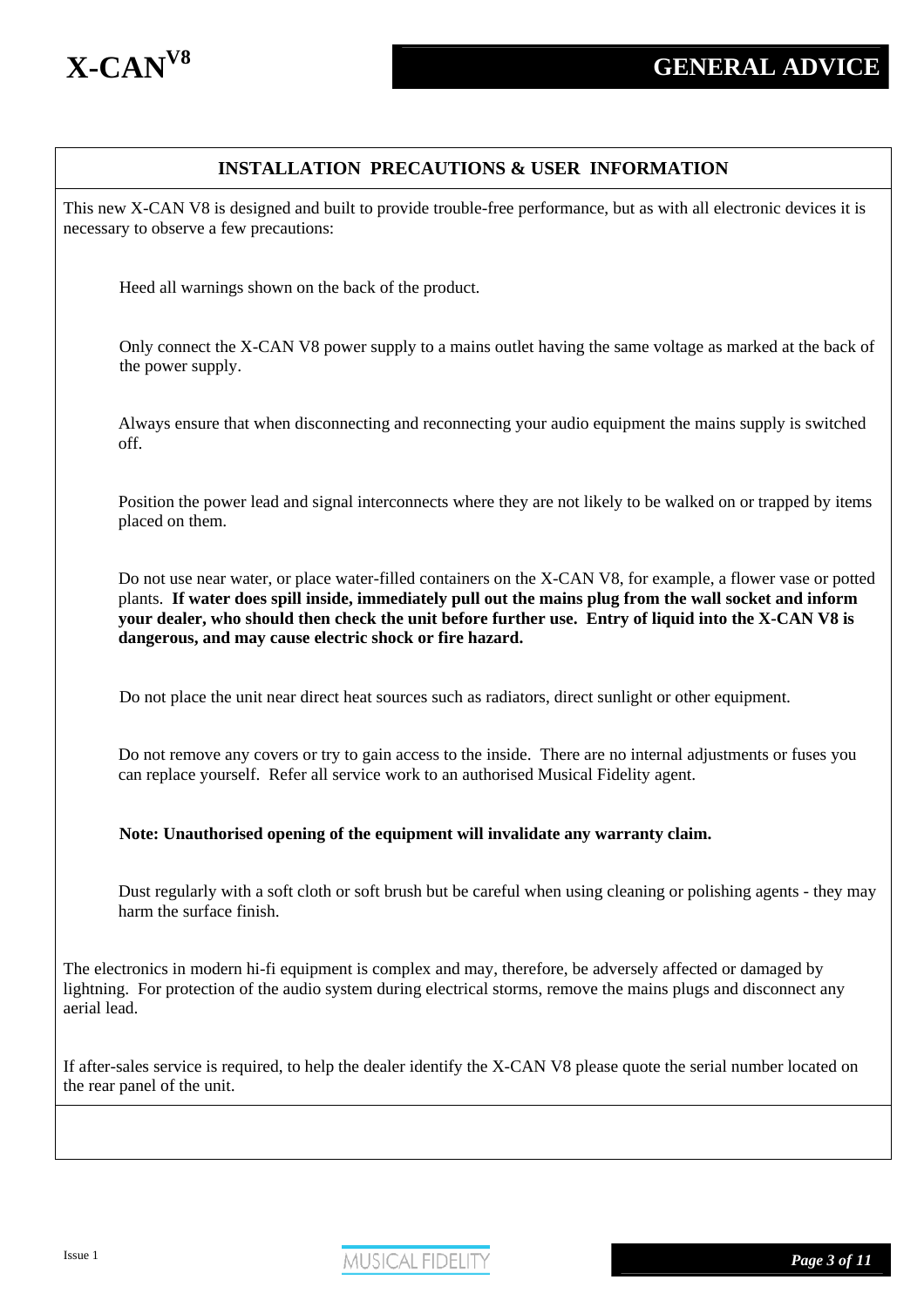## INSTALLATION PRECAUTIONS & USER INFORMATION

This new X-CAN V8 is designed and built to provide trouble-free performance, but as with all electronic devices it is necessary to observe a few precautions:

Heed all warnings shown on the back of the product.

Only connect the X-CAN V8 power supply to a mains outlet having the same voltage as marked at the back of the power supply.

Always ensure that when disconnecting and reconnecting your audio equipment the mains supply is switched off.

Position the power lead and signal interconnects where they are not likely to be walked on or trapped by items placed on them.

Do not use near water, or place water-filled containers on the X-CAN V8, for example, a flower vase or potted plants. **If water does spill inside, immediately pull out the mains plug from the wall socket and inform your dealer, who should then check the unit before further use. Entry of liquid into the X-CAN V8 is dangerous, and may cause electric shock or fire hazard.**

Do not place the unit near direct heat sources such as radiators, direct sunlight or other equipment.

Do not remove any covers or try to gain access to the inside. There are no internal adjustments or fuses you can replace yourself. Refer all service work to an authorised Musical Fidelity agent.

**Note: Unauthorised opening of the equipment will invalidate any warranty claim.**

Dust regularly with a soft cloth or soft brush but be careful when using cleaning or polishing agents - they may harm the surface finish.

The electronics in modern hi-fi equipment is complex and may, therefore, be adversely affected or damaged by lightning. For protection of the audio system during electrical storms, remove the mains plugs and disconnect any aerial lead.

If after-sales service is required, to help the dealer identify the X-CAN V8 please quote the serial number located on the rear panel of the unit.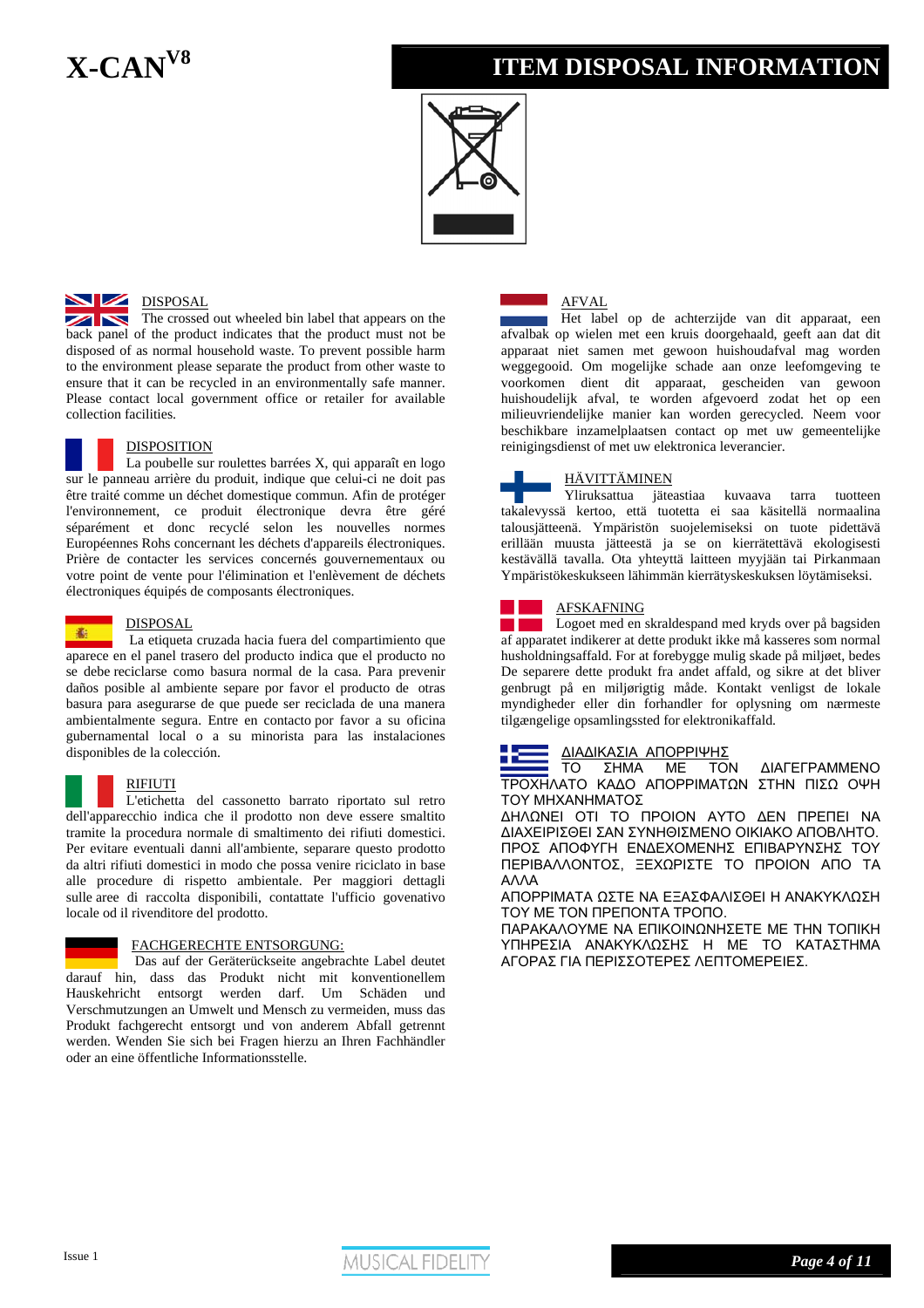# X-CAN[V8]

# ITEM DISPOSAL INFORMATION

## DISPOSAL

The crossed out wheeled bin label that appears on the back panel of the product indicates that the product must not be disposed of as normal household waste. To prevent possible harm to the environment please separate the product from other waste to ensure that it can be recycled in an environmentally safe manner. Please contact local government office or retailer for available collection facilities.

## DISPOSITION

La poubelle sur roulettes barrées X, qui apparaît en logo sur le panneau arrière du produit, indique que celui-ci ne doit pas être traité comme un déchet domestique commun. Afin de protéger l'environnement, ce produit électronique devra être géré séparément et donc recyclé selon les nouvelles normes Européennes Rohs concernant les déchets d'appareils électroniques. Prière de contacter les services concernés gouvernementaux ou votre point de vente pour l'élimination et l'enlèvement de déchets électroniques équipés de composants électroniques.

## DISPOSAL

La etiqueta cruzada hacia fuera del compartimiento que aparece en el panel trasero del producto indica que el producto no se debe reciclarse como basura normal de la casa. Para prevenir daños posible al ambiente separe por favor el producto de otras basura para asegurarse de que puede ser reciclada de una manera ambientalmente segura. Entre en contacto por favor a su oficina gubernamental local o a su minorista para las instalaciones disponibles de la colección.

## RIFIUTI

L'etichetta del cassonetto barrato riportato sul retro dell'apparecchio indica che il prodotto non deve essere smaltito tramite la procedura normale di smaltimento dei rifiuti domestici. Per evitare eventuali danni all'ambiente, separare questo prodotto da altri rifiuti domestici in modo che possa venire riciclato in base alle procedure di rispetto ambientale. Per maggiori dettagli sulle aree di raccolta disponibili, contattate l'ufficio govenativo locale od il rivenditore del prodotto.

## FACHGERECHTE ENTSORGUNG:

Das auf der Geräterückseite angebrachte Label deutet darauf hin, dass das Produkt nicht mit konventionellem Hauskehricht entsorgt werden darf. Um Schäden und Verschmutzungen an Umwelt und Mensch zu vermeiden, muss das Produkt fachgerecht entsorgt und von anderem Abfall getrennt werden. Wenden Sie sich bei Fragen hierzu an Ihren Fachhändler oder an eine öffentliche Informationsstelle.

## AFVAL

Het label op de achterzijde van dit apparaat, een afvalbak op wielen met een kruis doorgehaald, geeft aan dat dit apparaat niet samen met gewoon huishoudafval mag worden weggegooid. Om mogelijke schade aan onze leefomgeving te voorkomen dient dit apparaat, gescheiden van gewoon huishoudelijk afval, te worden afgevoerd zodat het op een milieuvriendelijke manier kan worden gerecycled. Neem voor beschikbare inzamelplaatsen contact op met uw gemeentelijke reinigingsdienst of met uw elektronica leverancier.

## HÄVITTÄMINEN

Yliruksattua jäteastiaa kuvaava tarra tuotteen takalevyssä kertoo, että tuotetta ei saa käsitellä normaalina talousjätteenä. Ympäristön suojelemiseksi on tuote pidettävä erillään muusta jätteestä ja se on kierrätettävä ekologisesti kestävällä tavalla. Ota yhteyttä laitteen myyjään tai Pirkanmaan Ympäristökeskukseen lähimmän kierrätyskeskuksen löytämiseksi.

## AFSKAFNING

Logoet med en skraldespand med kryds over på bagsiden af apparatet indikerer at dette produkt ikke må kasseres som normal husholdningsaffald. For at forebygge mulig skade på miljøet, bedes De separere dette produkt fra andet affald, og sikre at det bliver genbrugt på en miljørigtig måde. Kontakt venligst de lokale myndigheder eller din forhandler for oplysning om nærmeste tilgængelige opsamlingssted for elektronikaffald.

## ΔΙΑΔΙΚΑΣΙΑ ΑΠΟΡΡΙΨΗΣ

ΤΟ ΣΗΜΑ ΜΕ ΤΟΝ ΔΙΑΓΕΓΡΑΜΜΕΝΟ ΤΡΟΧΗΛΑΤΟ ΚΑΔΟ ΑΠΟΡΡΙΜΑΤΩΝ ΣΤΗΝ ΠΙΣΩ ΟΨΗ ΤΟΥ ΜΗΧΑΝΗΜΑΤΟΣ

ΔΗΛΩΝΕΙ ΟΤΙ ΤΟ ΠΡΟΙΟΝ ΑΥΤΟ ΔΕΝ ΠΡΕΠΕΙ ΝΑ ΔΙΑΧΕΙΡΙΣΘΕΙ ΣΑΝ ΣΥΝΗΘΙΣΜΕΝΟ ΟΙΚΙΑΚΟ ΑΠΟΒΛΗΤΟ. ΠΡΟΣ ΑΠΟΦΥΓΗ ΕΝΔΕΧΟΜΕΝΗΣ ΕΠΙΒΑΡΥΝΣΗΣ ΤΟΥ ΠΕΡΙΒΑΛΛΟΝΤΟΣ, ΞΕΧΩΡΙΣΤΕ ΤΟ ΠΡΟΙΟΝ ΑΠΟ ΤΑ ΑΛΛΑ

ΑΠΟΡΡΙΜΑΤΑ ΩΣΤΕ ΝΑ ΕΞΑΣΦΑΛΙΣΘΕΙ Η ΑΝΑΚΥΚΛΩΣΗ ΤΟΥ ΜΕ ΤΟΝ ΠΡΕΠΟΝΤΑ ΤΡΟΠΟ.

ΠΑΡΑΚΑΛΟΥΜΕ ΝΑ ΕΠΙΚΟΙΝΩΝΗΣΕΤΕ ΜΕ ΤΗΝ ΤΟΠΙΚΗ ΥΠΗΡΕΣΙΑ ΑΝΑΚΥΚΛΩΣΗΣ Η ΜΕ ΤΟ ΚΑΤΑΣΤΗΜΑ ΑΓΟΡΑΣ ΓΙΑ ΠΕΡΙΣΣΟΤΕΡΕΣ ΛΕΠΤΟΜΕΡΕΙΕΣ.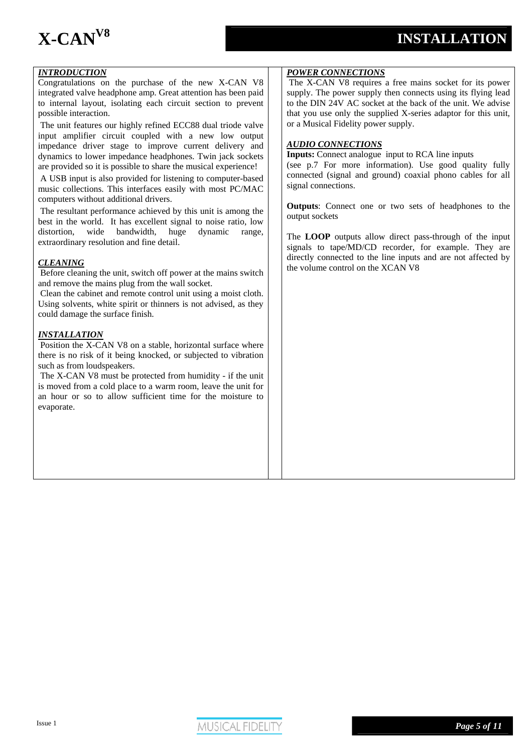# X-CAN V8

# INSTALLATION

### *INTRODUCTION*

Congratulations on the purchase of the new X-CAN V8 integrated valve headphone amp. Great attention has been paid to internal layout, isolating each circuit section to prevent possible interaction.

The unit features our highly refined ECC88 dual triode valve input amplifier circuit coupled with a new low output impedance driver stage to improve current delivery and dynamics to lower impedance headphones. Twin jack sockets are provided so it is possible to share the musical experience!

A USB input is also provided for listening to computer-based music collections. This interfaces easily with most PC/MAC computers without additional drivers.

The resultant performance achieved by this unit is among the best in the world. It has excellent signal to noise ratio, low distortion, wide bandwidth, huge dynamic range, extraordinary resolution and fine detail.

### *CLEANING*

Before cleaning the unit, switch off power at the mains switch and remove the mains plug from the wall socket.

Clean the cabinet and remote control unit using a moist cloth. Using solvents, white spirit or thinners is not advised, as they could damage the surface finish.

### *INSTALLATION*

Position the X-CAN V8 on a stable, horizontal surface where there is no risk of it being knocked, or subjected to vibration such as from loudspeakers.

The X-CAN V8 must be protected from humidity - if the unit is moved from a cold place to a warm room, leave the unit for an hour or so to allow sufficient time for the moisture to evaporate.

### *POWER CONNECTIONS*

The X-CAN V8 requires a free mains socket for its power supply. The power supply then connects using its flying lead to the DIN 24V AC socket at the back of the unit. We advise that you use only the supplied X-series adaptor for this unit, or a Musical Fidelity power supply.

### *AUDIO CONNECTIONS*

**Inputs:** Connect analogue input to RCA line inputs (see p.7 For more information). Use good quality fully connected (signal and ground) coaxial phono cables for all signal connections.

**Outputs**: Connect one or two sets of headphones to the output sockets

The **LOOP** outputs allow direct pass-through of the input signals to tape/MD/CD recorder, for example. They are directly connected to the line inputs and are not affected by the volume control on the XCAN V8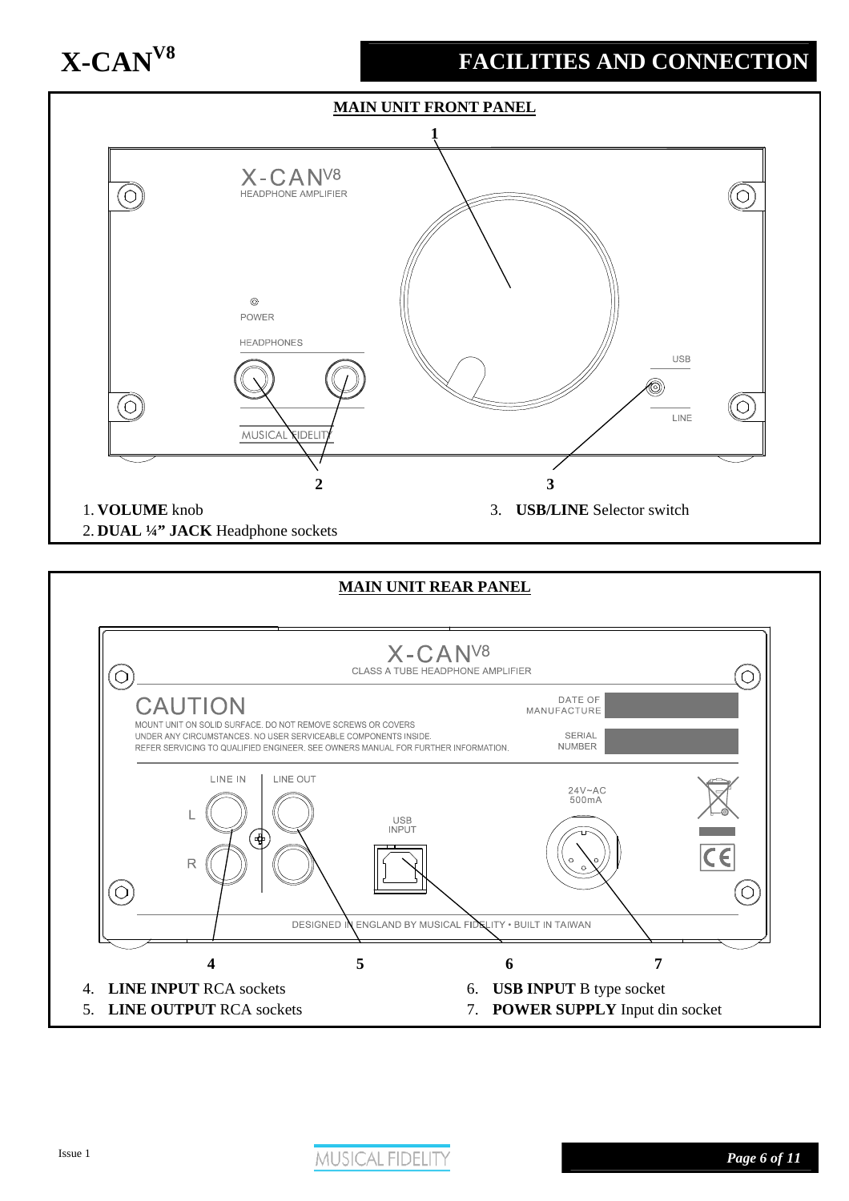# FACILITIES AND CONNECTION

## MAIN UNIT FRONT PANEL

1. **VOLUME** knob
2. **DUAL ¼" JACK** Headphone sockets
3. **USB/LINE** Selector switch

## MAIN UNIT REAR PANEL

4. **LINE INPUT** RCA sockets
5. **LINE OUTPUT** RCA sockets
6. **USB INPUT** B type socket
7. **POWER SUPPLY** Input din socket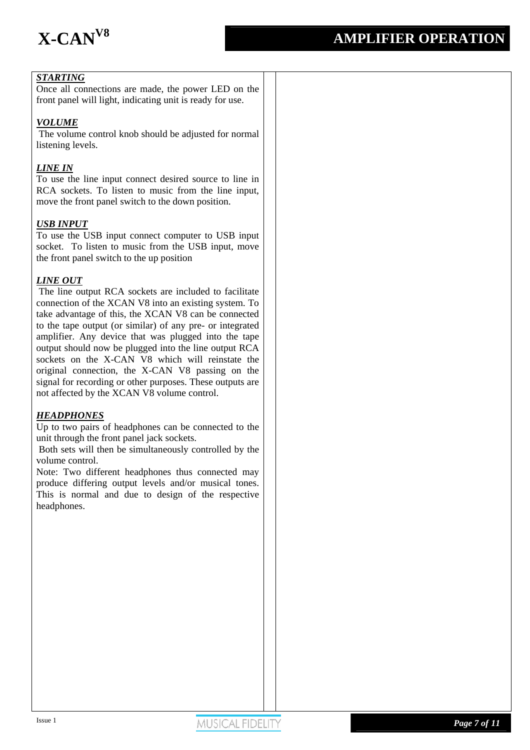# AMPLIFIER OPERATION

### *STARTING*

Once all connections are made, the power LED on the front panel will light, indicating unit is ready for use.

### *VOLUME*

The volume control knob should be adjusted for normal listening levels.

### *LINE IN*

To use the line input connect desired source to line in RCA sockets. To listen to music from the line input, move the front panel switch to the down position.

### *USB INPUT*

To use the USB input connect computer to USB input socket. To listen to music from the USB input, move the front panel switch to the up position

### *LINE OUT*

The line output RCA sockets are included to facilitate connection of the XCAN V8 into an existing system. To take advantage of this, the XCAN V8 can be connected to the tape output (or similar) of any pre- or integrated amplifier. Any device that was plugged into the tape output should now be plugged into the line output RCA sockets on the X-CAN V8 which will reinstate the original connection, the X-CAN V8 passing on the signal for recording or other purposes. These outputs are not affected by the XCAN V8 volume control.

### *HEADPHONES*

Up to two pairs of headphones can be connected to the unit through the front panel jack sockets.

Both sets will then be simultaneously controlled by the volume control.

Note: Two different headphones thus connected may produce differing output levels and/or musical tones. This is normal and due to design of the respective headphones.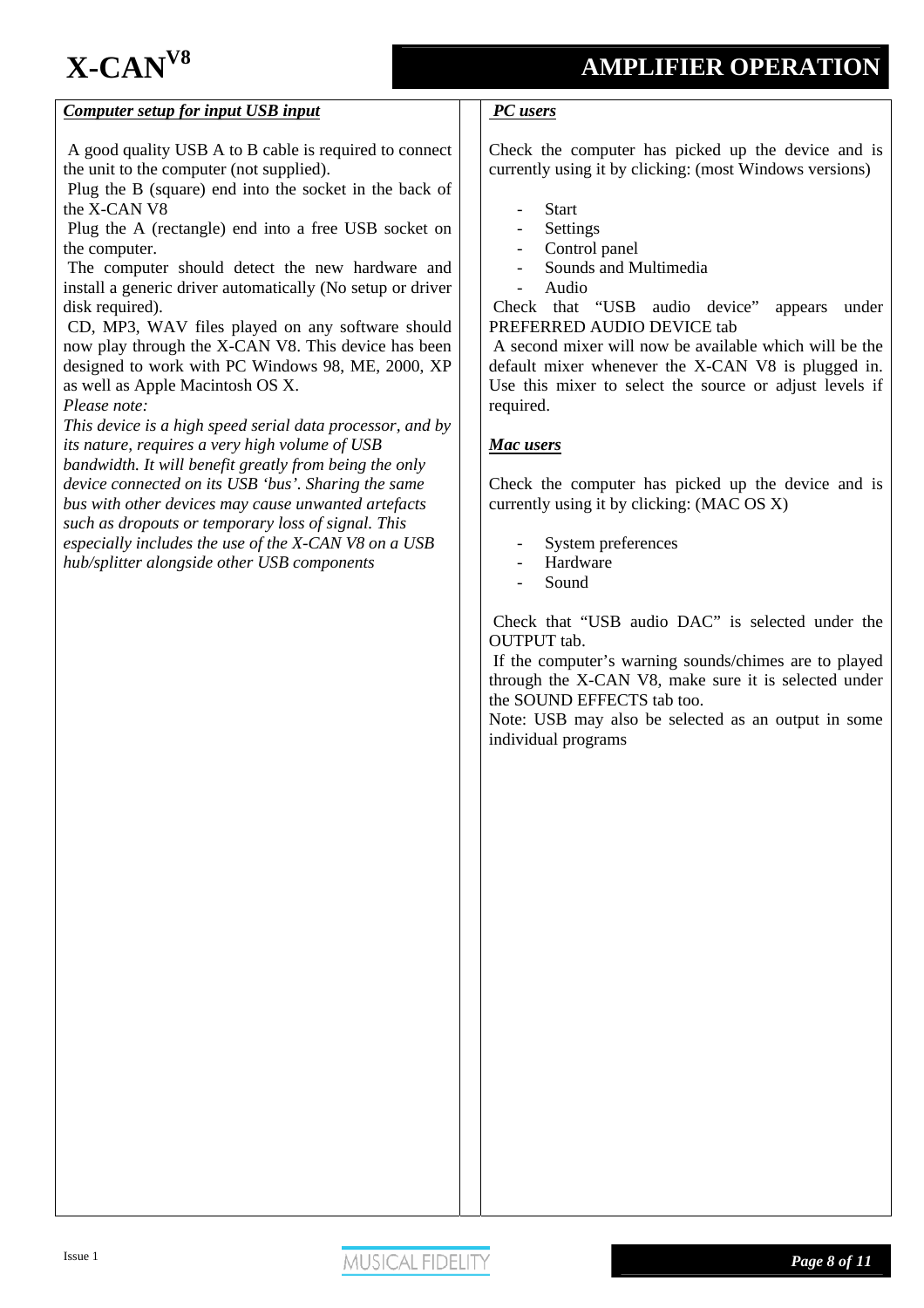## AMPLIFIER OPERATION

### ***Computer setup for input USB input***

A good quality USB A to B cable is required to connect the unit to the computer (not supplied).

Plug the B (square) end into the socket in the back of the X-CAN V8

Plug the A (rectangle) end into a free USB socket on the computer.

The computer should detect the new hardware and install a generic driver automatically (No setup or driver disk required).

CD, MP3, WAV files played on any software should now play through the X-CAN V8. This device has been designed to work with PC Windows 98, ME, 2000, XP as well as Apple Macintosh OS X.

*Please note:*

*This device is a high speed serial data processor, and by its nature, requires a very high volume of USB bandwidth. It will benefit greatly from being the only device connected on its USB 'bus'. Sharing the same bus with other devices may cause unwanted artefacts such as dropouts or temporary loss of signal. This especially includes the use of the X-CAN V8 on a USB hub/splitter alongside other USB components*

### ***PC users***

Check the computer has picked up the device and is currently using it by clicking: (most Windows versions)

- Start
- Settings
- Control panel
- Sounds and Multimedia
- Audio

Check that "USB audio device" appears under PREFERRED AUDIO DEVICE tab

A second mixer will now be available which will be the default mixer whenever the X-CAN V8 is plugged in. Use this mixer to select the source or adjust levels if required.

### ***Mac users***

Check the computer has picked up the device and is currently using it by clicking: (MAC OS X)

- System preferences
- Hardware
- Sound

Check that "USB audio DAC" is selected under the OUTPUT tab.

If the computer's warning sounds/chimes are to played through the X-CAN V8, make sure it is selected under the SOUND EFFECTS tab too.

Note: USB may also be selected as an output in some individual programs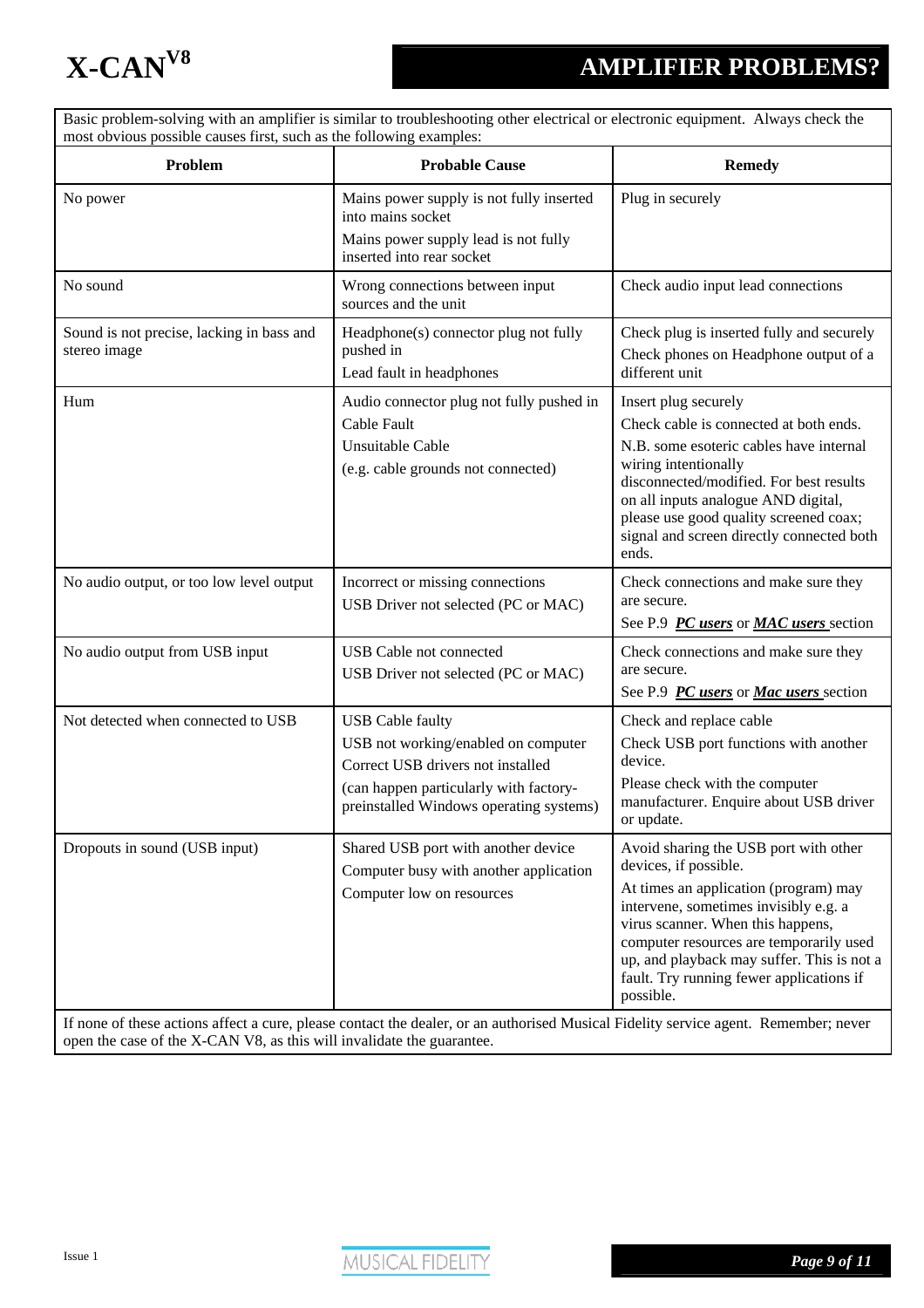# AMPLIFIER PROBLEMS?

Basic problem-solving with an amplifier is similar to troubleshooting other electrical or electronic equipment. Always check the most obvious possible causes first, such as the following examples:

| Problem | Probable Cause | Remedy |
|---|---|---|
| No power | Mains power supply is not fully inserted into mains socket<br>Mains power supply lead is not fully inserted into rear socket | Plug in securely |
| No sound | Wrong connections between input sources and the unit | Check audio input lead connections |
| Sound is not precise, lacking in bass and stereo image | Headphone(s) connector plug not fully pushed in<br>Lead fault in headphones | Check plug is inserted fully and securely<br>Check phones on Headphone output of a different unit |
| Hum | Audio connector plug not fully pushed in<br>Cable Fault<br>Unsuitable Cable<br>(e.g. cable grounds not connected) | Insert plug securely<br>Check cable is connected at both ends.<br>N.B. some esoteric cables have internal wiring intentionally disconnected/modified. For best results on all inputs analogue AND digital, please use good quality screened coax; signal and screen directly connected both ends. |
| No audio output, or too low level output | Incorrect or missing connections<br>USB Driver not selected (PC or MAC) | Check connections and make sure they are secure.<br>See P.9 ***PC users*** or ***MAC users*** section |
| No audio output from USB input | USB Cable not connected<br>USB Driver not selected (PC or MAC) | Check connections and make sure they are secure.<br>See P.9 ***PC users*** or ***Mac users*** section |
| Not detected when connected to USB | USB Cable faulty<br>USB not working/enabled on computer<br>Correct USB drivers not installed<br>(can happen particularly with factory-preinstalled Windows operating systems) | Check and replace cable<br>Check USB port functions with another device.<br>Please check with the computer manufacturer. Enquire about USB driver or update. |
| Dropouts in sound (USB input) | Shared USB port with another device<br>Computer busy with another application<br>Computer low on resources | Avoid sharing the USB port with other devices, if possible.<br>At times an application (program) may intervene, sometimes invisibly e.g. a virus scanner. When this happens, computer resources are temporarily used up, and playback may suffer. This is not a fault. Try running fewer applications if possible. |

If none of these actions affect a cure, please contact the dealer, or an authorised Musical Fidelity service agent. Remember; never open the case of the X-CAN V8, as this will invalidate the guarantee.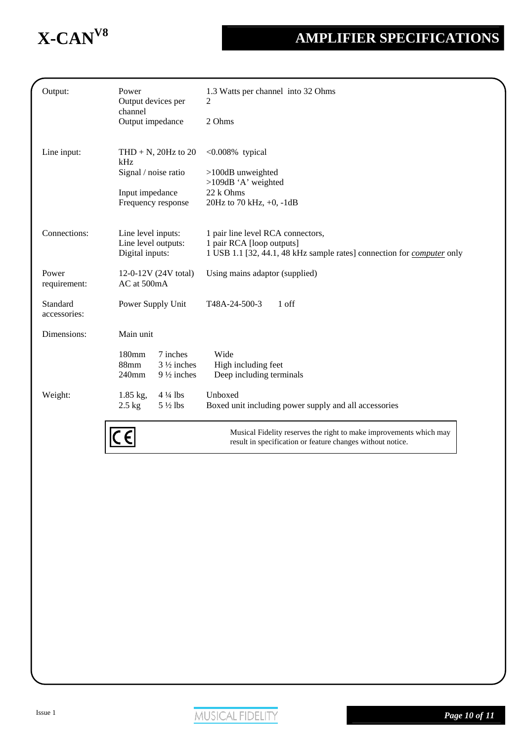# AMPLIFIER SPECIFICATIONS

| | | |
|---|---|---|
| Output: | Power | 1.3 Watts per channel into 32 Ohms |
| | Output devices per channel | 2 |
| | Output impedance | 2 Ohms |
| Line input: | THD + N, 20Hz to 20 kHz | <0.008% typical |
| | Signal / noise ratio | >100dB unweighted<br>>109dB 'A' weighted |
| | Input impedance | 22 k Ohms |
| | Frequency response | 20Hz to 70 kHz, +0, -1dB |
| Connections: | Line level inputs: | 1 pair line level RCA connectors, |
| | Line level outputs: | 1 pair RCA [loop outputs] |
| | Digital inputs: | 1 USB 1.1 [32, 44.1, 48 kHz sample rates] connection for ***computer*** only |
| Power requirement: | 12-0-12V (24V total) AC at 500mA | Using mains adaptor (supplied) |
| Standard accessories: | Power Supply Unit | T48A-24-500-3 1 off |
| Dimensions: | Main unit | |
| | 180mm 7 inches | Wide |
| | 88mm 3 ½ inches | High including feet |
| | 240mm 9 ½ inches | Deep including terminals |
| Weight: | 1.85 kg, 4 ¼ lbs | Unboxed |
| | 2.5 kg 5 ½ lbs | Boxed unit including power supply and all accessories |

CE

Musical Fidelity reserves the right to make improvements which may result in specification or feature changes without notice.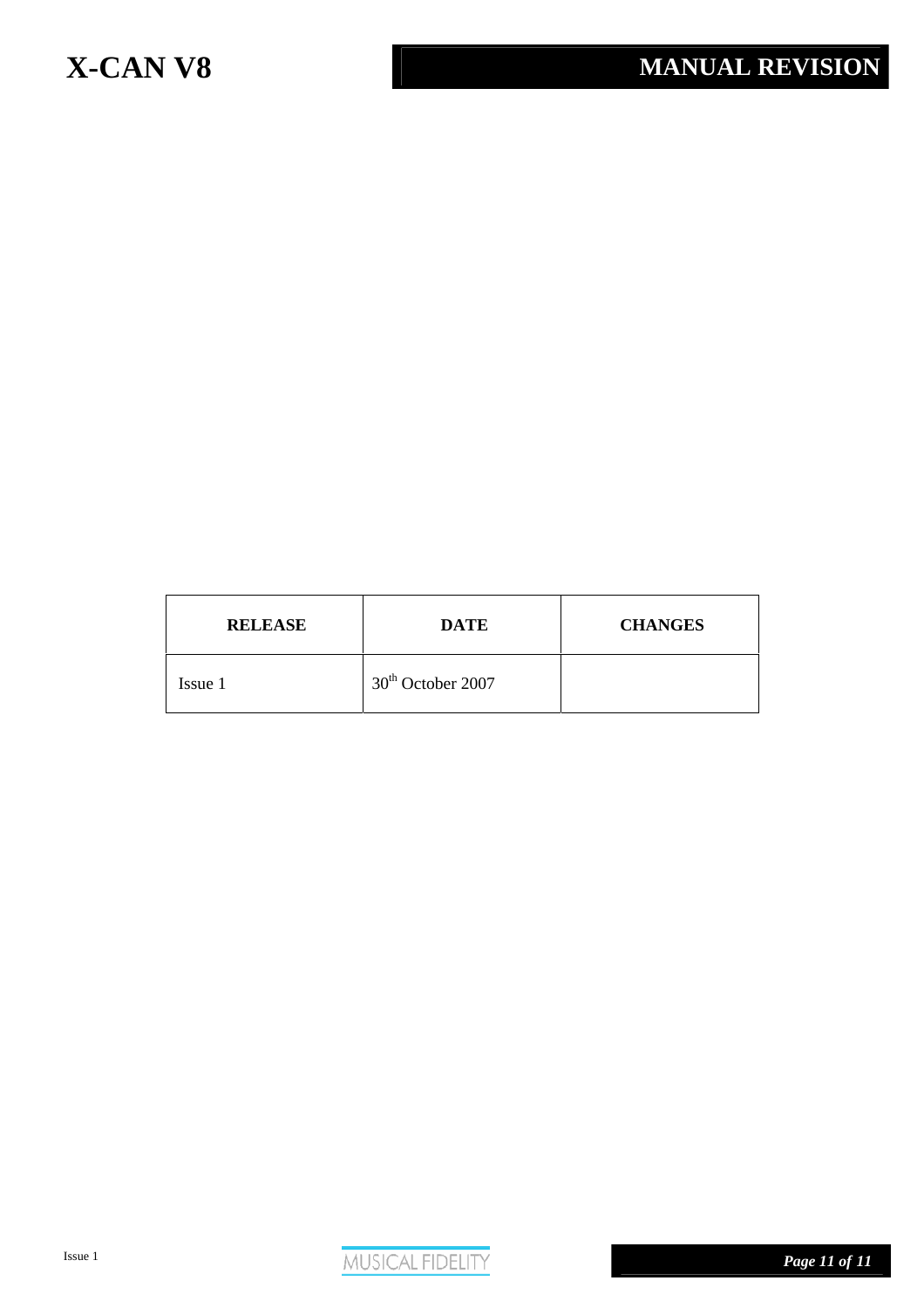# MANUAL REVISION

| RELEASE | DATE | CHANGES |
|---|---|---|
| Issue 1 | 30th October 2007 | |